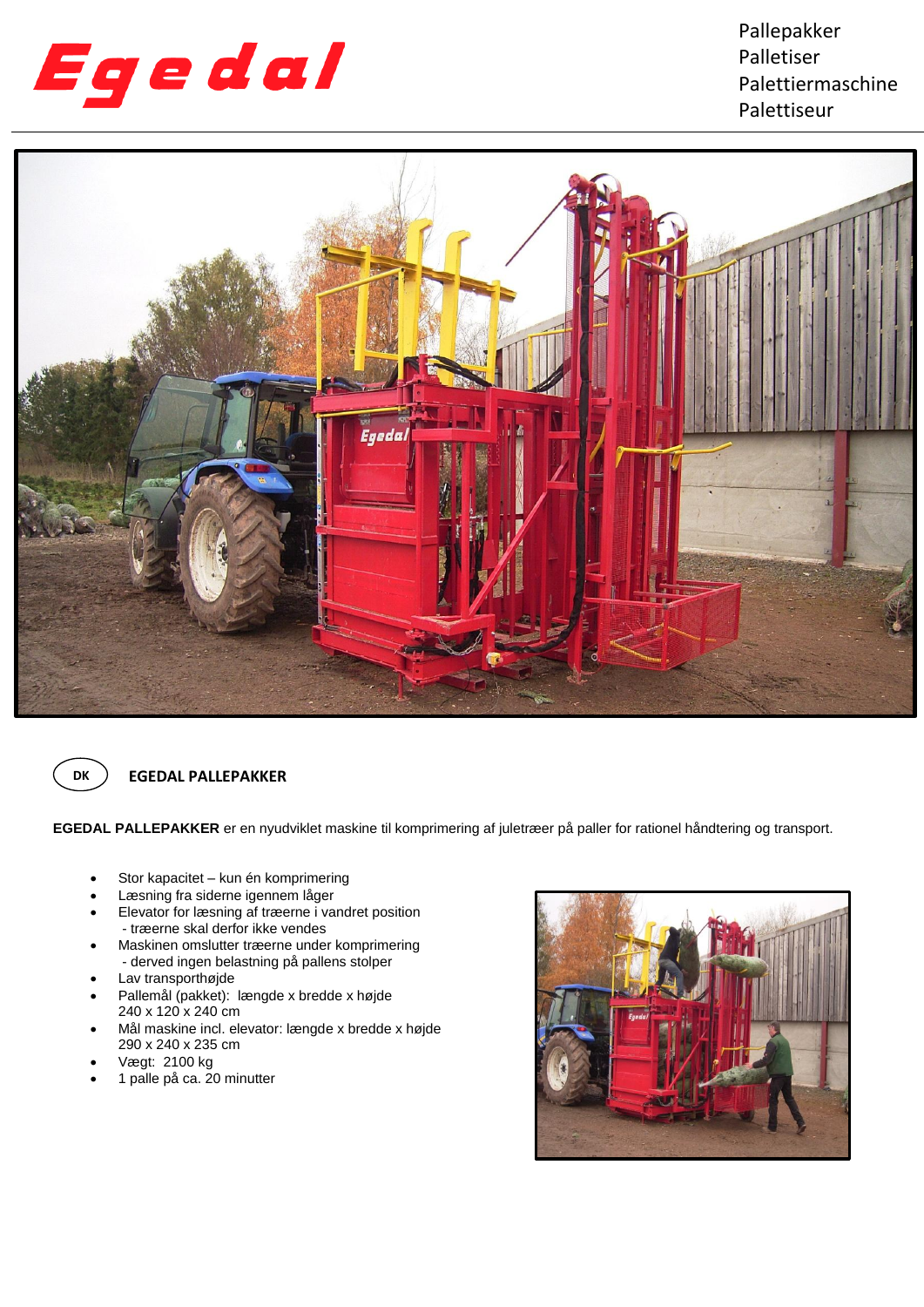# Egedal

Pallepakker
Palletiser
Palettiermaschine
Palettiseur

DK

## EGEDAL PALLEPAKKER

**EGEDAL PALLEPAKKER** er en nyudviklet maskine til komprimering af juletræer på paller for rationel håndtering og transport.

- Stor kapacitet – kun én komprimering
- Læsning fra siderne igennem låger
- Elevator for læsning af træerne i vandret position
  - træerne skal derfor ikke vendes
- Maskinen omslutter træerne under komprimering
  - derved ingen belastning på pallens stolper
- Lav transporthøjde
- Pallemål (pakket): længde x bredde x højde
  240 x 120 x 240 cm
- Mål maskine incl. elevator: længde x bredde x højde
  290 x 240 x 235 cm
- Vægt: 2100 kg
- 1 palle på ca. 20 minutter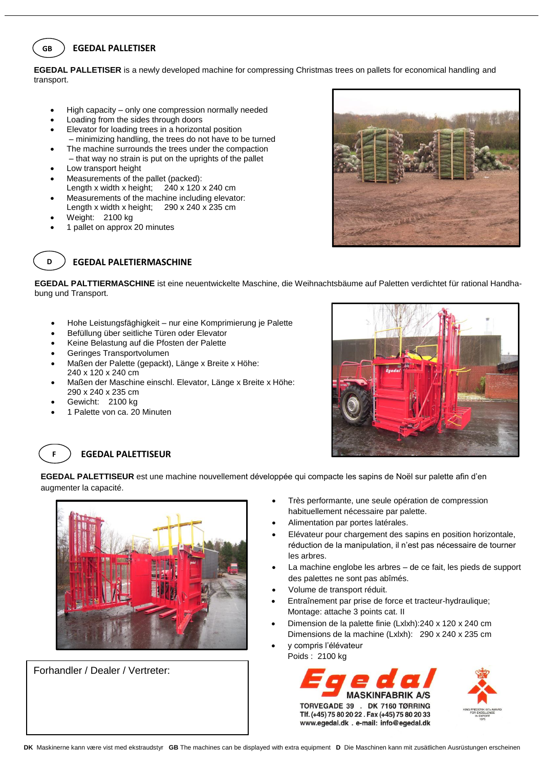## GB EGEDAL PALLETISER

**EGEDAL PALLETISER** is a newly developed machine for compressing Christmas trees on pallets for economical handling and transport.

- High capacity – only one compression normally needed
- Loading from the sides through doors
- Elevator for loading trees in a horizontal position
  – minimizing handling, the trees do not have to be turned
- The machine surrounds the trees under the compaction
  – that way no strain is put on the uprights of the pallet
- Low transport height
- Measurements of the pallet (packed):
  Length x width x height; 240 x 120 x 240 cm
- Measurements of the machine including elevator:
  Length x width x height; 290 x 240 x 235 cm
- Weight: 2100 kg
- 1 pallet on approx 20 minutes

## D EGEDAL PALETIERMASCHINE

**EGEDAL PALTTIERMASCHINE** ist eine neuentwickelte Maschine, die Weihnachtsbäume auf Paletten verdichtet für rational Handhabung und Transport.

- Hohe Leistungsfäghigkeit – nur eine Komprimierung je Palette
- Befüllung über seitliche Türen oder Elevator
- Keine Belastung auf die Pfosten der Palette
- Geringes Transportvolumen
- Maßen der Palette (gepackt), Länge x Breite x Höhe:
  240 x 120 x 240 cm
- Maßen der Maschine einschl. Elevator, Länge x Breite x Höhe:
  290 x 240 x 235 cm
- Gewicht: 2100 kg
- 1 Palette von ca. 20 Minuten

## F EGEDAL PALETTISEUR

**EGEDAL PALETTISEUR** est une machine nouvellement développée qui compacte les sapins de Noël sur palette afin d'en augmenter la capacité.

- Très performante, une seule opération de compression habituellement nécessaire par palette.
- Alimentation par portes latérales.
- Elévateur pour chargement des sapins en position horizontale, réduction de la manipulation, il n'est pas nécessaire de tourner les arbres.
- La machine englobe les arbres – de ce fait, les pieds de support des palettes ne sont pas abîmés.
- Volume de transport réduit.
- Entraînement par prise de force et tracteur-hydraulique; Montage: attache 3 points cat. II
- Dimension de la palette finie (Lxlxh):240 x 120 x 240 cm
  Dimensions de la machine (Lxlxh): 290 x 240 x 235 cm
- y compris l'élévateur
  Poids : 2100 kg

Forhandler / Dealer / Vertreter:

Egedal MASKINFABRIK A/S
TORVEGADE 39 . DK 7160 TØRRING
Tlf. (+45) 75 80 20 22 . Fax (+45) 75 80 20 33
www.egedal.dk . e-mail: info@egedal.dk

KING FREDERIK IX's AWARD FOR EXCELLENCE IN EXPORT 1975

**DK** Maskinerne kann være vist med ekstraudstyr **GB** The machines can be displayed with extra equipment **D** Die Maschinen kann mit zusätlichen Ausrüstungen erscheinen